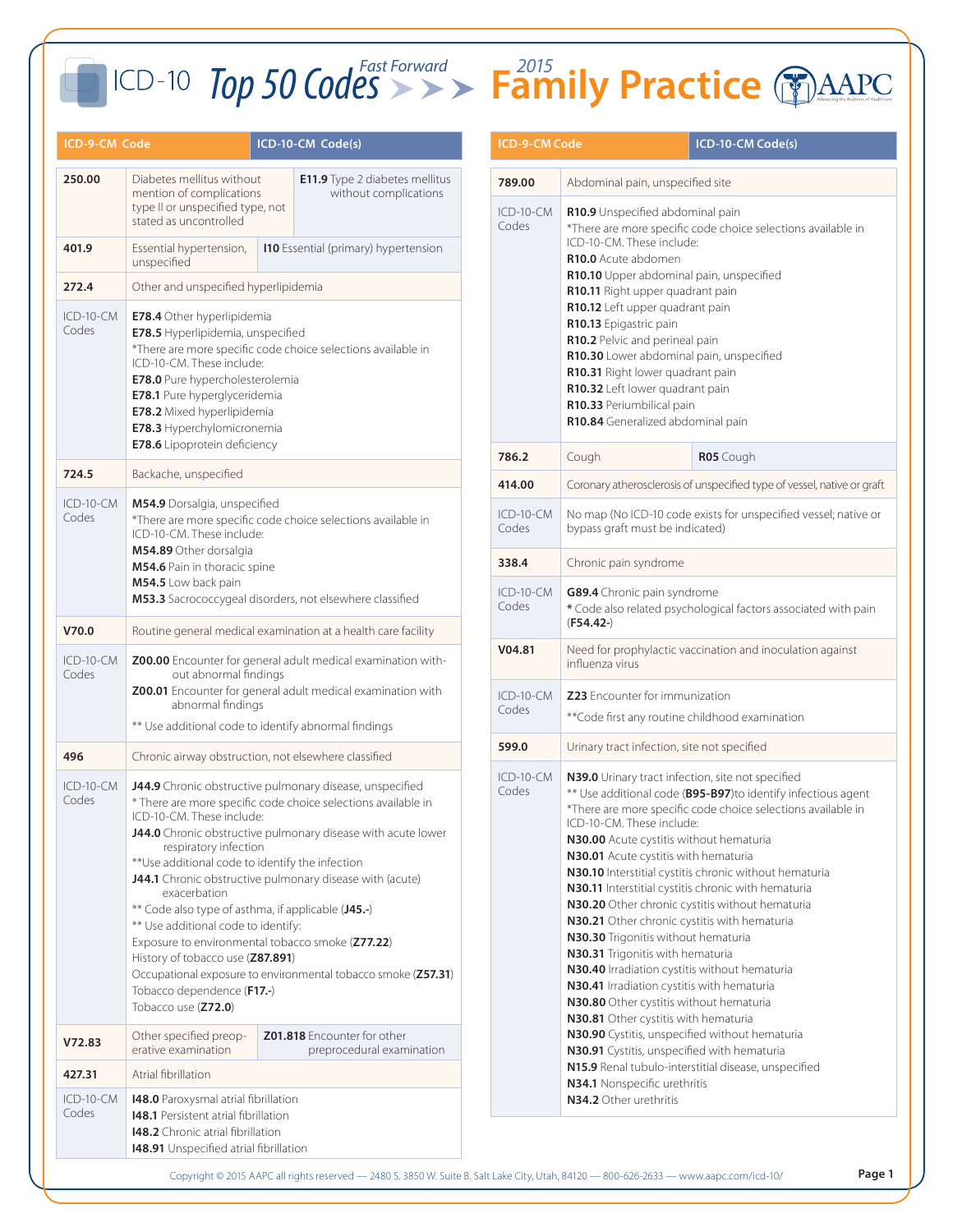# ICD-10 Top 50 Codes Fast Forward — 2015 Family Practice

| ICD-9-CM Code | | ICD-10-CM Code(s) |
|---|---|---|
| **250.00** | Diabetes mellitus without mention of complications type II or unspecified type, not stated as uncontrolled | **E11.9** Type 2 diabetes mellitus without complications |
| **401.9** | Essential hypertension, unspecified | **I10** Essential (primary) hypertension |
| **272.4** | Other and unspecified hyperlipidemia | |
| ICD-10-CM Codes | **E78.4** Other hyperlipidemia<br>**E78.5** Hyperlipidemia, unspecified<br>*There are more specific code choice selections available in ICD-10-CM. These include:<br>**E78.0** Pure hypercholesterolemia<br>**E78.1** Pure hyperglyceridemia<br>**E78.2** Mixed hyperlipidemia<br>**E78.3** Hyperchylomicronemia<br>**E78.6** Lipoprotein deficiency | |
| **724.5** | Backache, unspecified | |
| ICD-10-CM Codes | **M54.9** Dorsalgia, unspecified<br>*There are more specific code choice selections available in ICD-10-CM. These include:<br>**M54.89** Other dorsalgia<br>**M54.6** Pain in thoracic spine<br>**M54.5** Low back pain<br>**M53.3** Sacrococcygeal disorders, not elsewhere classified | |
| **V70.0** | Routine general medical examination at a health care facility | |
| ICD-10-CM Codes | **Z00.00** Encounter for general adult medical examination without abnormal findings<br>**Z00.01** Encounter for general adult medical examination with abnormal findings<br>** Use additional code to identify abnormal findings | |
| **496** | Chronic airway obstruction, not elsewhere classified | |
| ICD-10-CM Codes | **J44.9** Chronic obstructive pulmonary disease, unspecified<br>* There are more specific code choice selections available in ICD-10-CM. These include:<br>**J44.0** Chronic obstructive pulmonary disease with acute lower respiratory infection<br>**Use additional code to identify the infection<br>**J44.1** Chronic obstructive pulmonary disease with (acute) exacerbation<br>** Code also type of asthma, if applicable (**J45.-**)<br>** Use additional code to identify:<br>Exposure to environmental tobacco smoke (**Z77.22**)<br>History of tobacco use (**Z87.891**)<br>Occupational exposure to environmental tobacco smoke (**Z57.31**)<br>Tobacco dependence (**F17.-**)<br>Tobacco use (**Z72.0**) | |
| **V72.83** | Other specified preoperative examination | **Z01.818** Encounter for other preprocedural examination |
| **427.31** | Atrial fibrillation | |
| ICD-10-CM Codes | **I48.0** Paroxysmal atrial fibrillation<br>**I48.1** Persistent atrial fibrillation<br>**I48.2** Chronic atrial fibrillation<br>**I48.91** Unspecified atrial fibrillation | |
| **789.00** | Abdominal pain, unspecified site | |
| ICD-10-CM Codes | **R10.9** Unspecified abdominal pain<br>*There are more specific code choice selections available in ICD-10-CM. These include:<br>**R10.0** Acute abdomen<br>**R10.10** Upper abdominal pain, unspecified<br>**R10.11** Right upper quadrant pain<br>**R10.12** Left upper quadrant pain<br>**R10.13** Epigastric pain<br>**R10.2** Pelvic and perineal pain<br>**R10.30** Lower abdominal pain, unspecified<br>**R10.31** Right lower quadrant pain<br>**R10.32** Left lower quadrant pain<br>**R10.33** Periumbilical pain<br>**R10.84** Generalized abdominal pain | |
| **786.2** | Cough | **R05** Cough |
| **414.00** | Coronary atherosclerosis of unspecified type of vessel, native or graft | |
| ICD-10-CM Codes | No map (No ICD-10 code exists for unspecified vessel; native or bypass graft must be indicated) | |
| **338.4** | Chronic pain syndrome | |
| ICD-10-CM Codes | **G89.4** Chronic pain syndrome<br>* Code also related psychological factors associated with pain (**F54.42-**) | |
| **V04.81** | Need for prophylactic vaccination and inoculation against influenza virus | |
| ICD-10-CM Codes | **Z23** Encounter for immunization<br>**Code first any routine childhood examination | |
| **599.0** | Urinary tract infection, site not specified | |
| ICD-10-CM Codes | **N39.0** Urinary tract infection, site not specified<br>** Use additional code (**B95-B97**)to identify infectious agent<br>*There are more specific code choice selections available in ICD-10-CM. These include:<br>**N30.00** Acute cystitis without hematuria<br>**N30.01** Acute cystitis with hematuria<br>**N30.10** Interstitial cystitis chronic without hematuria<br>**N30.11** Interstitial cystitis chronic with hematuria<br>**N30.20** Other chronic cystitis without hematuria<br>**N30.21** Other chronic cystitis with hematuria<br>**N30.30** Trigonitis without hematuria<br>**N30.31** Trigonitis with hematuria<br>**N30.40** Irradiation cystitis without hematuria<br>**N30.41** Irradiation cystitis with hematuria<br>**N30.80** Other cystitis without hematuria<br>**N30.81** Other cystitis with hematuria<br>**N30.90** Cystitis, unspecified without hematuria<br>**N30.91** Cystitis, unspecified with hematuria<br>**N15.9** Renal tubulo-interstitial disease, unspecified<br>**N34.1** Nonspecific urethritis<br>**N34.2** Other urethritis | |

Copyright © 2015 AAPC all rights reserved — 2480 S. 3850 W. Suite B. Salt Lake City, Utah, 84120 — 800-626-2633 — www.aapc.com/icd-10/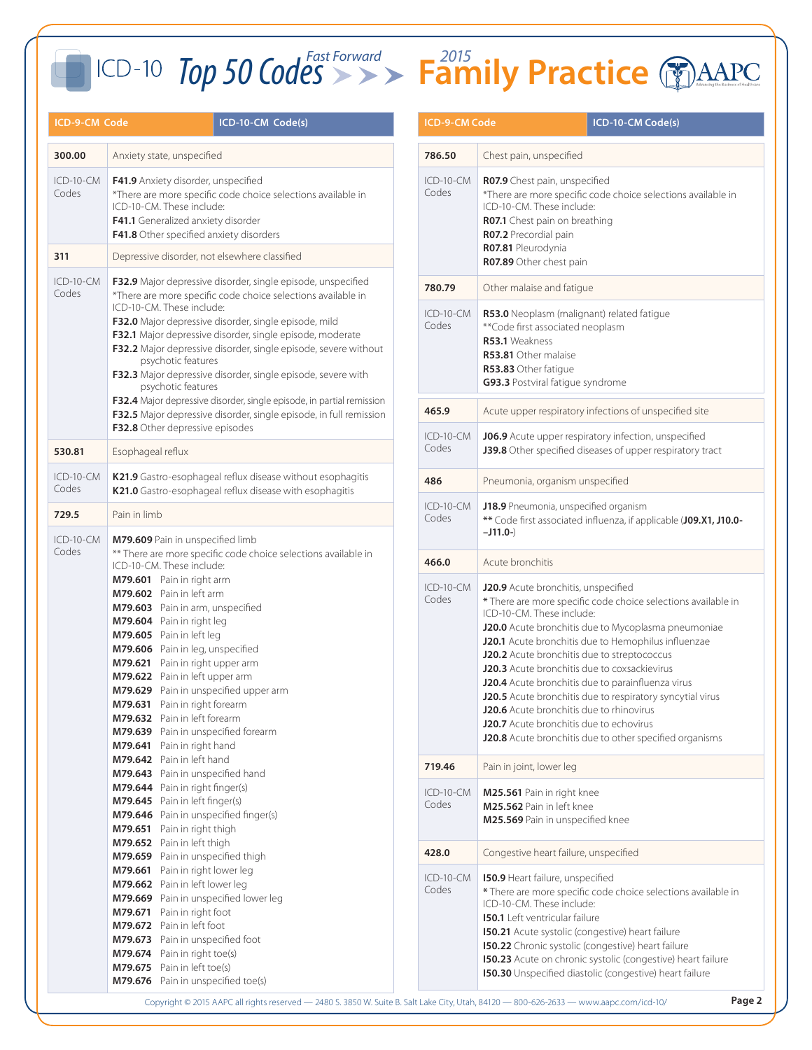# ICD-10 Top 50 Codes Fast Forward 2015 Family Practice

| ICD-9-CM Code | ICD-10-CM Code(s) |
|---|---|
| **300.00** | Anxiety state, unspecified |
| ICD-10-CM Codes | **F41.9** Anxiety disorder, unspecified<br>*There are more specific code choice selections available in ICD-10-CM. These include:<br>**F41.1** Generalized anxiety disorder<br>**F41.8** Other specified anxiety disorders |
| **311** | Depressive disorder, not elsewhere classified |
| ICD-10-CM Codes | **F32.9** Major depressive disorder, single episode, unspecified<br>*There are more specific code choice selections available in ICD-10-CM. These include:<br>**F32.0** Major depressive disorder, single episode, mild<br>**F32.1** Major depressive disorder, single episode, moderate<br>**F32.2** Major depressive disorder, single episode, severe without psychotic features<br>**F32.3** Major depressive disorder, single episode, severe with psychotic features<br>**F32.4** Major depressive disorder, single episode, in partial remission<br>**F32.5** Major depressive disorder, single episode, in full remission<br>**F32.8** Other depressive episodes |
| **530.81** | Esophageal reflux |
| ICD-10-CM Codes | **K21.9** Gastro-esophageal reflux disease without esophagitis<br>**K21.0** Gastro-esophageal reflux disease with esophagitis |
| **729.5** | Pain in limb |
| ICD-10-CM Codes | **M79.609** Pain in unspecified limb<br>** There are more specific code choice selections available in ICD-10-CM. These include:<br>**M79.601** Pain in right arm<br>**M79.602** Pain in left arm<br>**M79.603** Pain in arm, unspecified<br>**M79.604** Pain in right leg<br>**M79.605** Pain in left leg<br>**M79.606** Pain in leg, unspecified<br>**M79.621** Pain in right upper arm<br>**M79.622** Pain in left upper arm<br>**M79.629** Pain in unspecified upper arm<br>**M79.631** Pain in right forearm<br>**M79.632** Pain in left forearm<br>**M79.639** Pain in unspecified forearm<br>**M79.641** Pain in right hand<br>**M79.642** Pain in left hand<br>**M79.643** Pain in unspecified hand<br>**M79.644** Pain in right finger(s)<br>**M79.645** Pain in left finger(s)<br>**M79.646** Pain in unspecified finger(s)<br>**M79.651** Pain in right thigh<br>**M79.652** Pain in left thigh<br>**M79.659** Pain in unspecified thigh<br>**M79.661** Pain in right lower leg<br>**M79.662** Pain in left lower leg<br>**M79.669** Pain in unspecified lower leg<br>**M79.671** Pain in right foot<br>**M79.672** Pain in left foot<br>**M79.673** Pain in unspecified foot<br>**M79.674** Pain in right toe(s)<br>**M79.675** Pain in left toe(s)<br>**M79.676** Pain in unspecified toe(s) |

| ICD-9-CM Code | ICD-10-CM Code(s) |
|---|---|
| **786.50** | Chest pain, unspecified |
| ICD-10-CM Codes | **R07.9** Chest pain, unspecified<br>*There are more specific code choice selections available in ICD-10-CM. These include:<br>**R07.1** Chest pain on breathing<br>**R07.2** Precordial pain<br>**R07.81** Pleurodynia<br>**R07.89** Other chest pain |
| **780.79** | Other malaise and fatigue |
| ICD-10-CM Codes | **R53.0** Neoplasm (malignant) related fatigue<br>**Code first associated neoplasm<br>**R53.1** Weakness<br>**R53.81** Other malaise<br>**R53.83** Other fatigue<br>**G93.3** Postviral fatigue syndrome |
| **465.9** | Acute upper respiratory infections of unspecified site |
| ICD-10-CM Codes | **J06.9** Acute upper respiratory infection, unspecified<br>**J39.8** Other specified diseases of upper respiratory tract |
| **486** | Pneumonia, organism unspecified |
| ICD-10-CM Codes | **J18.9** Pneumonia, unspecified organism<br>** Code first associated influenza, if applicable (**J09.X1, J10.0-–J11.0-**) |
| **466.0** | Acute bronchitis |
| ICD-10-CM Codes | **J20.9** Acute bronchitis, unspecified<br>* There are more specific code choice selections available in ICD-10-CM. These include:<br>**J20.0** Acute bronchitis due to Mycoplasma pneumoniae<br>**J20.1** Acute bronchitis due to Hemophilus influenzae<br>**J20.2** Acute bronchitis due to streptococcus<br>**J20.3** Acute bronchitis due to coxsackievirus<br>**J20.4** Acute bronchitis due to parainfluenza virus<br>**J20.5** Acute bronchitis due to respiratory syncytial virus<br>**J20.6** Acute bronchitis due to rhinovirus<br>**J20.7** Acute bronchitis due to echovirus<br>**J20.8** Acute bronchitis due to other specified organisms |
| **719.46** | Pain in joint, lower leg |
| ICD-10-CM Codes | **M25.561** Pain in right knee<br>**M25.562** Pain in left knee<br>**M25.569** Pain in unspecified knee |
| **428.0** | Congestive heart failure, unspecified |
| ICD-10-CM Codes | **I50.9** Heart failure, unspecified<br>* There are more specific code choice selections available in ICD-10-CM. These include:<br>**I50.1** Left ventricular failure<br>**I50.21** Acute systolic (congestive) heart failure<br>**I50.22** Chronic systolic (congestive) heart failure<br>**I50.23** Acute on chronic systolic (congestive) heart failure<br>**I50.30** Unspecified diastolic (congestive) heart failure |

Copyright © 2015 AAPC all rights reserved — 2480 S. 3850 W. Suite B. Salt Lake City, Utah, 84120 — 800-626-2633 — www.aapc.com/icd-10/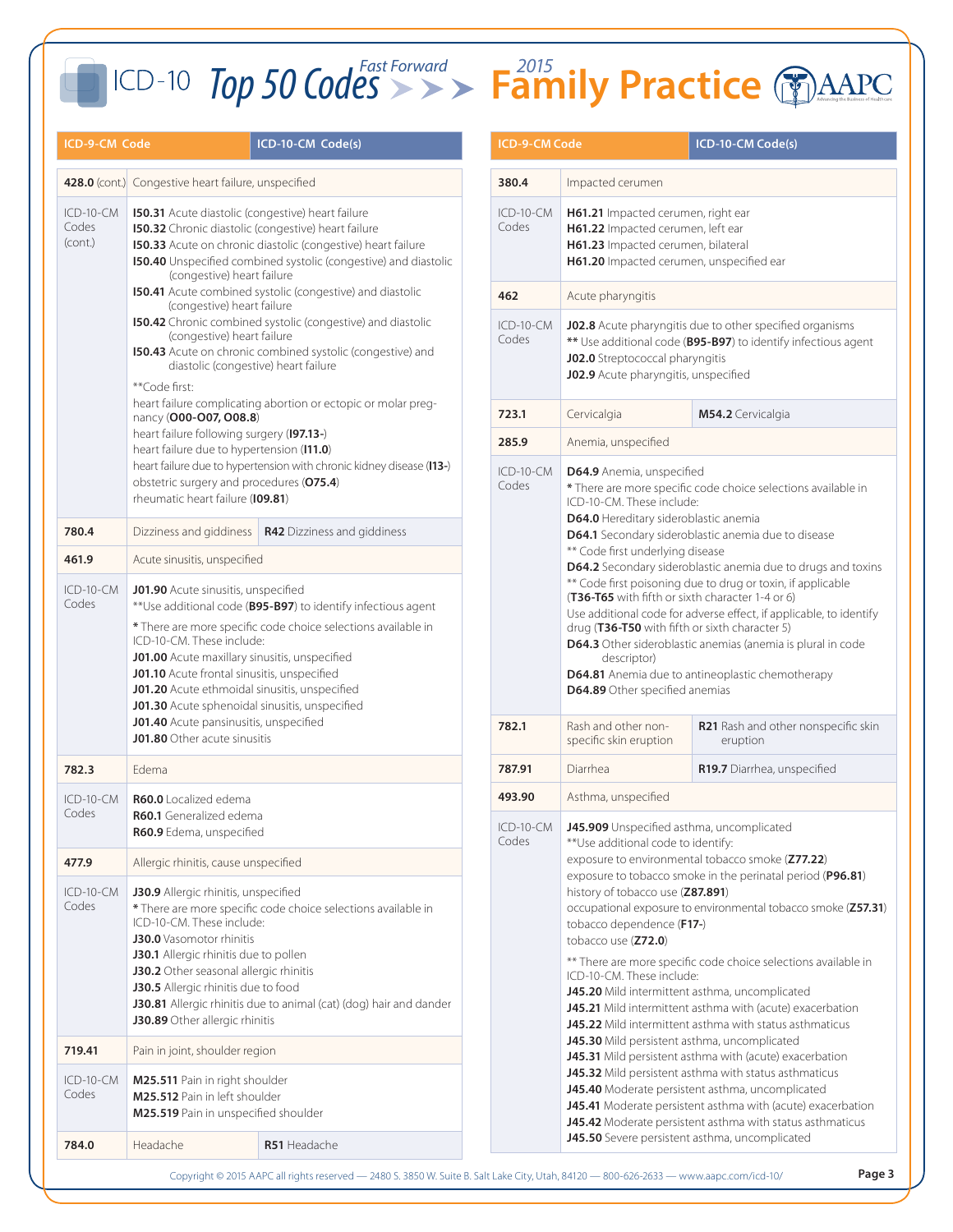# ICD-10 Top 50 Codes Fast Forward 2015 Family Practice

| ICD-9-CM Code | | ICD-10-CM Code(s) |
|---|---|---|
| **428.0** (cont.) | Congestive heart failure, unspecified | |
| ICD-10-CM Codes (cont.) | **I50.31** Acute diastolic (congestive) heart failure<br>**I50.32** Chronic diastolic (congestive) heart failure<br>**I50.33** Acute on chronic diastolic (congestive) heart failure<br>**I50.40** Unspecified combined systolic (congestive) and diastolic (congestive) heart failure<br>**I50.41** Acute combined systolic (congestive) and diastolic (congestive) heart failure<br>**I50.42** Chronic combined systolic (congestive) and diastolic (congestive) heart failure<br>**I50.43** Acute on chronic combined systolic (congestive) and diastolic (congestive) heart failure<br>**Code first:<br>heart failure complicating abortion or ectopic or molar pregnancy (**O00-O07, O08.8**)<br>heart failure following surgery (**I97.13-**)<br>heart failure due to hypertension (**I11.0**)<br>heart failure due to hypertension with chronic kidney disease (**I13-**)<br>obstetric surgery and procedures (**O75.4**)<br>rheumatic heart failure (**I09.81**) | |
| **780.4** | Dizziness and giddiness | **R42** Dizziness and giddiness |
| **461.9** | Acute sinusitis, unspecified | |
| ICD-10-CM Codes | **J01.90** Acute sinusitis, unspecified<br>**Use additional code (**B95-B97**) to identify infectious agent<br>* There are more specific code choice selections available in ICD-10-CM. These include:<br>**J01.00** Acute maxillary sinusitis, unspecified<br>**J01.10** Acute frontal sinusitis, unspecified<br>**J01.20** Acute ethmoidal sinusitis, unspecified<br>**J01.30** Acute sphenoidal sinusitis, unspecified<br>**J01.40** Acute pansinusitis, unspecified<br>**J01.80** Other acute sinusitis | |
| **782.3** | Edema | |
| ICD-10-CM Codes | **R60.0** Localized edema<br>**R60.1** Generalized edema<br>**R60.9** Edema, unspecified | |
| **477.9** | Allergic rhinitis, cause unspecified | |
| ICD-10-CM Codes | **J30.9** Allergic rhinitis, unspecified<br>* There are more specific code choice selections available in ICD-10-CM. These include:<br>**J30.0** Vasomotor rhinitis<br>**J30.1** Allergic rhinitis due to pollen<br>**J30.2** Other seasonal allergic rhinitis<br>**J30.5** Allergic rhinitis due to food<br>**J30.81** Allergic rhinitis due to animal (cat) (dog) hair and dander<br>**J30.89** Other allergic rhinitis | |
| **719.41** | Pain in joint, shoulder region | |
| ICD-10-CM Codes | **M25.511** Pain in right shoulder<br>**M25.512** Pain in left shoulder<br>**M25.519** Pain in unspecified shoulder | |
| **784.0** | Headache | **R51** Headache |

| ICD-9-CM Code | | ICD-10-CM Code(s) |
|---|---|---|
| **380.4** | Impacted cerumen | |
| ICD-10-CM Codes | **H61.21** Impacted cerumen, right ear<br>**H61.22** Impacted cerumen, left ear<br>**H61.23** Impacted cerumen, bilateral<br>**H61.20** Impacted cerumen, unspecified ear | |
| **462** | Acute pharyngitis | |
| ICD-10-CM Codes | **J02.8** Acute pharyngitis due to other specified organisms<br>** Use additional code (**B95-B97**) to identify infectious agent<br>**J02.0** Streptococcal pharyngitis<br>**J02.9** Acute pharyngitis, unspecified | |
| **723.1** | Cervicalgia | **M54.2** Cervicalgia |
| **285.9** | Anemia, unspecified | |
| ICD-10-CM Codes | **D64.9** Anemia, unspecified<br>* There are more specific code choice selections available in ICD-10-CM. These include:<br>**D64.0** Hereditary sideroblastic anemia<br>**D64.1** Secondary sideroblastic anemia due to disease<br>** Code first underlying disease<br>**D64.2** Secondary sideroblastic anemia due to drugs and toxins<br>** Code first poisoning due to drug or toxin, if applicable (**T36-T65** with fifth or sixth character 1-4 or 6)<br>Use additional code for adverse effect, if applicable, to identify drug (**T36-T50** with fifth or sixth character 5)<br>**D64.3** Other sideroblastic anemias (anemia is plural in code descriptor)<br>**D64.81** Anemia due to antineoplastic chemotherapy<br>**D64.89** Other specified anemias | |
| **782.1** | Rash and other non-specific skin eruption | **R21** Rash and other nonspecific skin eruption |
| **787.91** | Diarrhea | **R19.7** Diarrhea, unspecified |
| **493.90** | Asthma, unspecified | |
| ICD-10-CM Codes | **J45.909** Unspecified asthma, uncomplicated<br>**Use additional code to identify:<br>exposure to environmental tobacco smoke (**Z77.22**)<br>exposure to tobacco smoke in the perinatal period (**P96.81**)<br>history of tobacco use (**Z87.891**)<br>occupational exposure to environmental tobacco smoke (**Z57.31**)<br>tobacco dependence (**F17-**)<br>tobacco use (**Z72.0**)<br>** There are more specific code choice selections available in ICD-10-CM. These include:<br>**J45.20** Mild intermittent asthma, uncomplicated<br>**J45.21** Mild intermittent asthma with (acute) exacerbation<br>**J45.22** Mild intermittent asthma with status asthmaticus<br>**J45.30** Mild persistent asthma, uncomplicated<br>**J45.31** Mild persistent asthma with (acute) exacerbation<br>**J45.32** Mild persistent asthma with status asthmaticus<br>**J45.40** Moderate persistent asthma, uncomplicated<br>**J45.41** Moderate persistent asthma with (acute) exacerbation<br>**J45.42** Moderate persistent asthma with status asthmaticus<br>**J45.50** Severe persistent asthma, uncomplicated | |

Copyright © 2015 AAPC all rights reserved — 2480 S. 3850 W. Suite B. Salt Lake City, Utah, 84120 — 800-626-2633 — www.aapc.com/icd-10/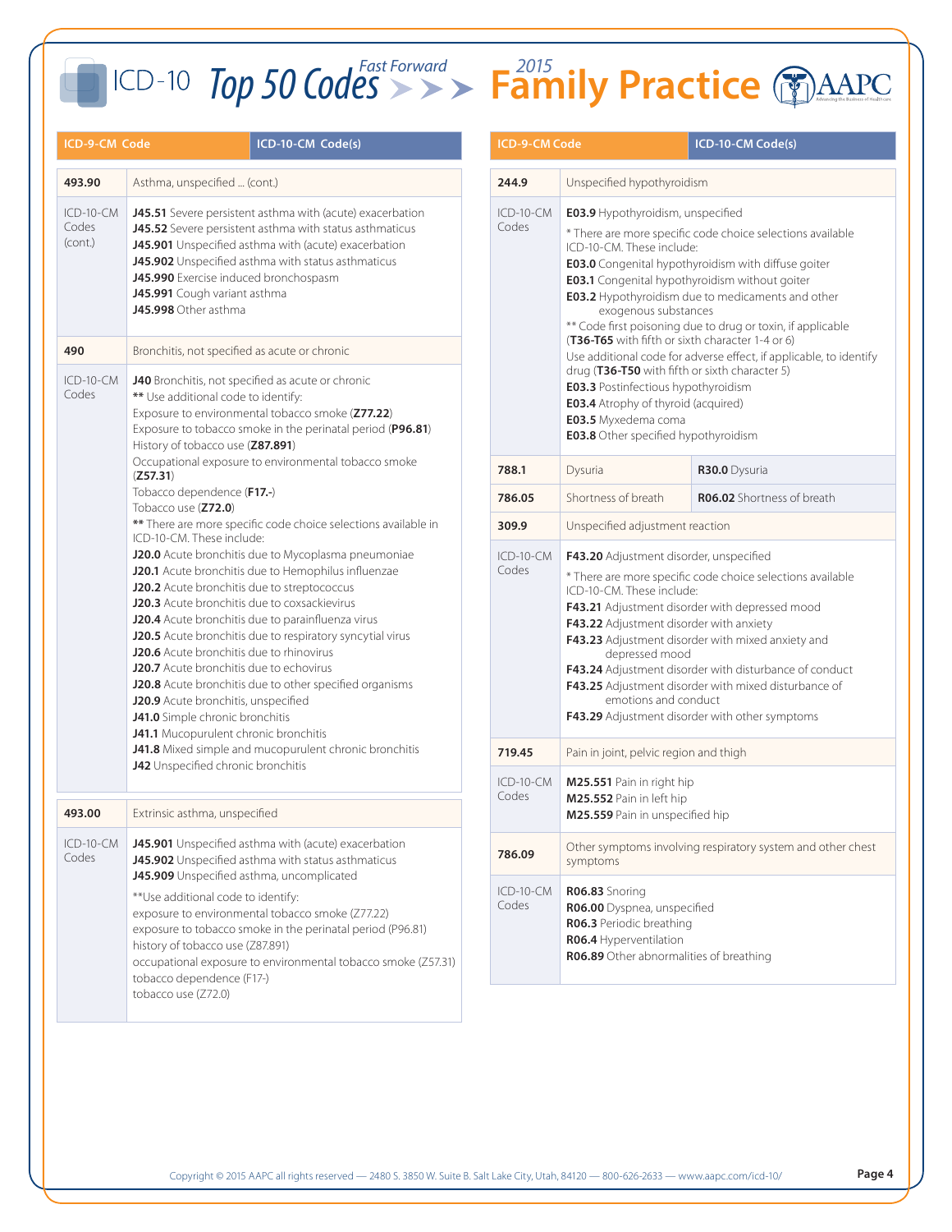# ICD-10 Top 50 Codes Fast Forward 2015 Family Practice

| ICD-9-CM Code | ICD-10-CM Code(s) |
|---|---|
| **493.90** | Asthma, unspecified ... (cont.) |
| ICD-10-CM Codes (cont.) | **J45.51** Severe persistent asthma with (acute) exacerbation<br>**J45.52** Severe persistent asthma with status asthmaticus<br>**J45.901** Unspecified asthma with (acute) exacerbation<br>**J45.902** Unspecified asthma with status asthmaticus<br>**J45.990** Exercise induced bronchospasm<br>**J45.991** Cough variant asthma<br>**J45.998** Other asthma |
| **490** | Bronchitis, not specified as acute or chronic |
| ICD-10-CM Codes | **J40** Bronchitis, not specified as acute or chronic<br>** Use additional code to identify:<br>Exposure to environmental tobacco smoke (**Z77.22**)<br>Exposure to tobacco smoke in the perinatal period (**P96.81**)<br>History of tobacco use (**Z87.891**)<br>Occupational exposure to environmental tobacco smoke (**Z57.31**)<br>Tobacco dependence (**F17.-**)<br>Tobacco use (**Z72.0**)<br>** There are more specific code choice selections available in ICD-10-CM. These include:<br>**J20.0** Acute bronchitis due to Mycoplasma pneumoniae<br>**J20.1** Acute bronchitis due to Hemophilus influenzae<br>**J20.2** Acute bronchitis due to streptococcus<br>**J20.3** Acute bronchitis due to coxsackievirus<br>**J20.4** Acute bronchitis due to parainfluenza virus<br>**J20.5** Acute bronchitis due to respiratory syncytial virus<br>**J20.6** Acute bronchitis due to rhinovirus<br>**J20.7** Acute bronchitis due to echovirus<br>**J20.8** Acute bronchitis due to other specified organisms<br>**J20.9** Acute bronchitis, unspecified<br>**J41.0** Simple chronic bronchitis<br>**J41.1** Mucopurulent chronic bronchitis<br>**J41.8** Mixed simple and mucopurulent chronic bronchitis<br>**J42** Unspecified chronic bronchitis |
| **493.00** | Extrinsic asthma, unspecified |
| ICD-10-CM Codes | **J45.901** Unspecified asthma with (acute) exacerbation<br>**J45.902** Unspecified asthma with status asthmaticus<br>**J45.909** Unspecified asthma, uncomplicated<br>**Use additional code to identify:<br>exposure to environmental tobacco smoke (Z77.22)<br>exposure to tobacco smoke in the perinatal period (P96.81)<br>history of tobacco use (Z87.891)<br>occupational exposure to environmental tobacco smoke (Z57.31)<br>tobacco dependence (F17-)<br>tobacco use (Z72.0) |

| ICD-9-CM Code | ICD-10-CM Code(s) |
|---|---|
| **244.9** | Unspecified hypothyroidism |
| ICD-10-CM Codes | **E03.9** Hypothyroidism, unspecified<br>* There are more specific code choice selections available ICD-10-CM. These include:<br>**E03.0** Congenital hypothyroidism with diffuse goiter<br>**E03.1** Congenital hypothyroidism without goiter<br>**E03.2** Hypothyroidism due to medicaments and other exogenous substances<br>** Code first poisoning due to drug or toxin, if applicable (**T36-T65** with fifth or sixth character 1-4 or 6)<br>Use additional code for adverse effect, if applicable, to identify drug (**T36-T50** with fifth or sixth character 5)<br>**E03.3** Postinfectious hypothyroidism<br>**E03.4** Atrophy of thyroid (acquired)<br>**E03.5** Myxedema coma<br>**E03.8** Other specified hypothyroidism |
| **788.1** | Dysuria — **R30.0** Dysuria |
| **786.05** | Shortness of breath — **R06.02** Shortness of breath |
| **309.9** | Unspecified adjustment reaction |
| ICD-10-CM Codes | **F43.20** Adjustment disorder, unspecified<br>* There are more specific code choice selections available ICD-10-CM. These include:<br>**F43.21** Adjustment disorder with depressed mood<br>**F43.22** Adjustment disorder with anxiety<br>**F43.23** Adjustment disorder with mixed anxiety and depressed mood<br>**F43.24** Adjustment disorder with disturbance of conduct<br>**F43.25** Adjustment disorder with mixed disturbance of emotions and conduct<br>**F43.29** Adjustment disorder with other symptoms |
| **719.45** | Pain in joint, pelvic region and thigh |
| ICD-10-CM Codes | **M25.551** Pain in right hip<br>**M25.552** Pain in left hip<br>**M25.559** Pain in unspecified hip |
| **786.09** | Other symptoms involving respiratory system and other chest symptoms |
| ICD-10-CM Codes | **R06.83** Snoring<br>**R06.00** Dyspnea, unspecified<br>**R06.3** Periodic breathing<br>**R06.4** Hyperventilation<br>**R06.89** Other abnormalities of breathing |

Copyright © 2015 AAPC all rights reserved — 2480 S. 3850 W. Suite B. Salt Lake City, Utah, 84120 — 800-626-2633 — www.aapc.com/icd-10/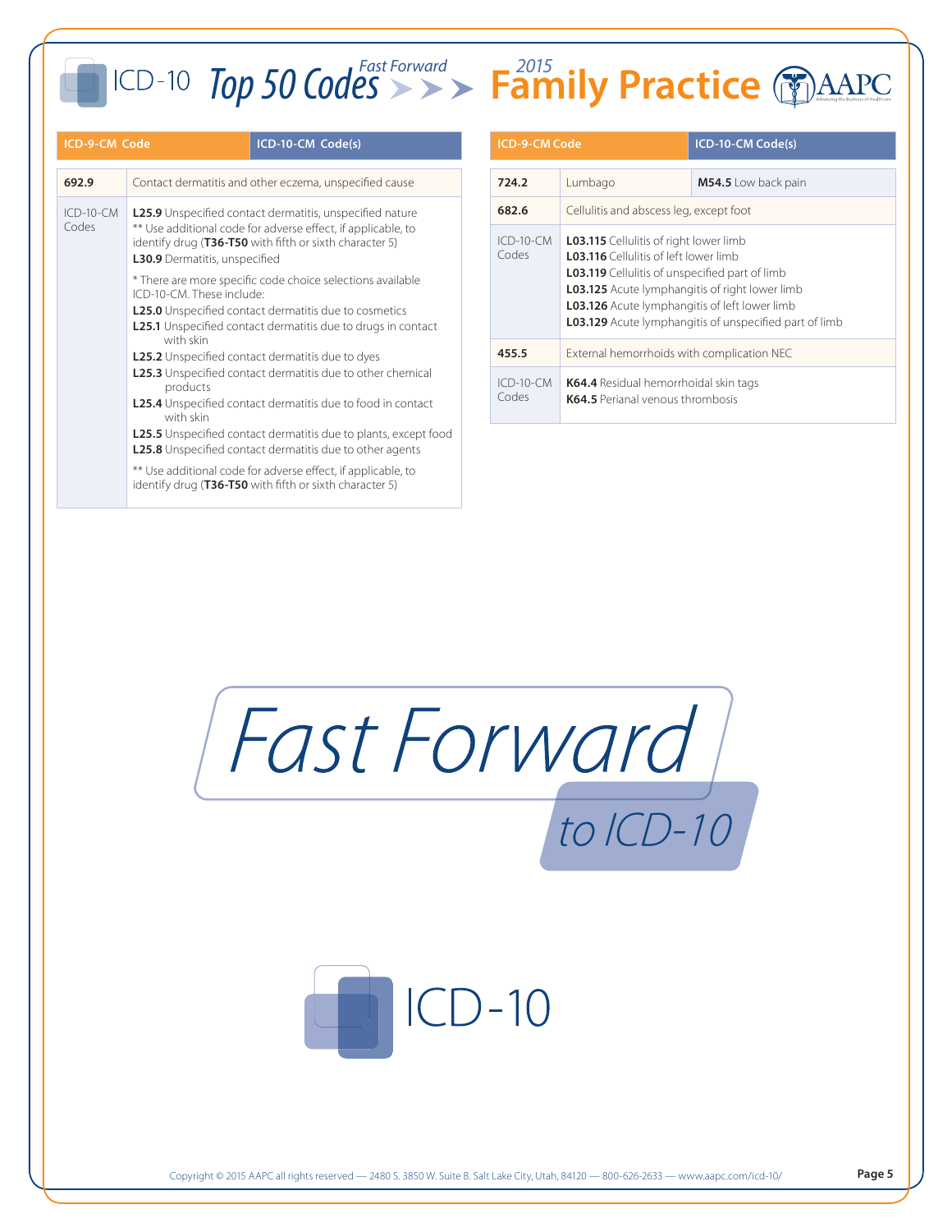# ICD-10 Top 50 Codes Fast Forward 2015 Family Practice

| ICD-9-CM Code | ICD-10-CM Code(s) |
|---|---|
| **692.9** | Contact dermatitis and other eczema, unspecified cause |
| ICD-10-CM Codes | **L25.9** Unspecified contact dermatitis, unspecified nature<br>** Use additional code for adverse effect, if applicable, to identify drug (**T36-T50** with fifth or sixth character 5)<br>**L30.9** Dermatitis, unspecified<br><br>* There are more specific code choice selections available ICD-10-CM. These include:<br>**L25.0** Unspecified contact dermatitis due to cosmetics<br>**L25.1** Unspecified contact dermatitis due to drugs in contact with skin<br>**L25.2** Unspecified contact dermatitis due to dyes<br>**L25.3** Unspecified contact dermatitis due to other chemical products<br>**L25.4** Unspecified contact dermatitis due to food in contact with skin<br>**L25.5** Unspecified contact dermatitis due to plants, except food<br>**L25.8** Unspecified contact dermatitis due to other agents<br><br>** Use additional code for adverse effect, if applicable, to identify drug (**T36-T50** with fifth or sixth character 5) |

| ICD-9-CM Code | | ICD-10-CM Code(s) |
|---|---|---|
| **724.2** | Lumbago | **M54.5** Low back pain |
| **682.6** | Cellulitis and abscess leg, except foot | |
| ICD-10-CM Codes | **L03.115** Cellulitis of right lower limb<br>**L03.116** Cellulitis of left lower limb<br>**L03.119** Cellulitis of unspecified part of limb<br>**L03.125** Acute lymphangitis of right lower limb<br>**L03.126** Acute lymphangitis of left lower limb<br>**L03.129** Acute lymphangitis of unspecified part of limb | |
| **455.5** | External hemorrhoids with complication NEC | |
| ICD-10-CM Codes | **K64.4** Residual hemorrhoidal skin tags<br>**K64.5** Perianal venous thrombosis | |

*Fast Forward to ICD-10*

ICD-10

Copyright © 2015 AAPC all rights reserved — 2480 S. 3850 W. Suite B. Salt Lake City, Utah, 84120 — 800-626-2633 — www.aapc.com/icd-10/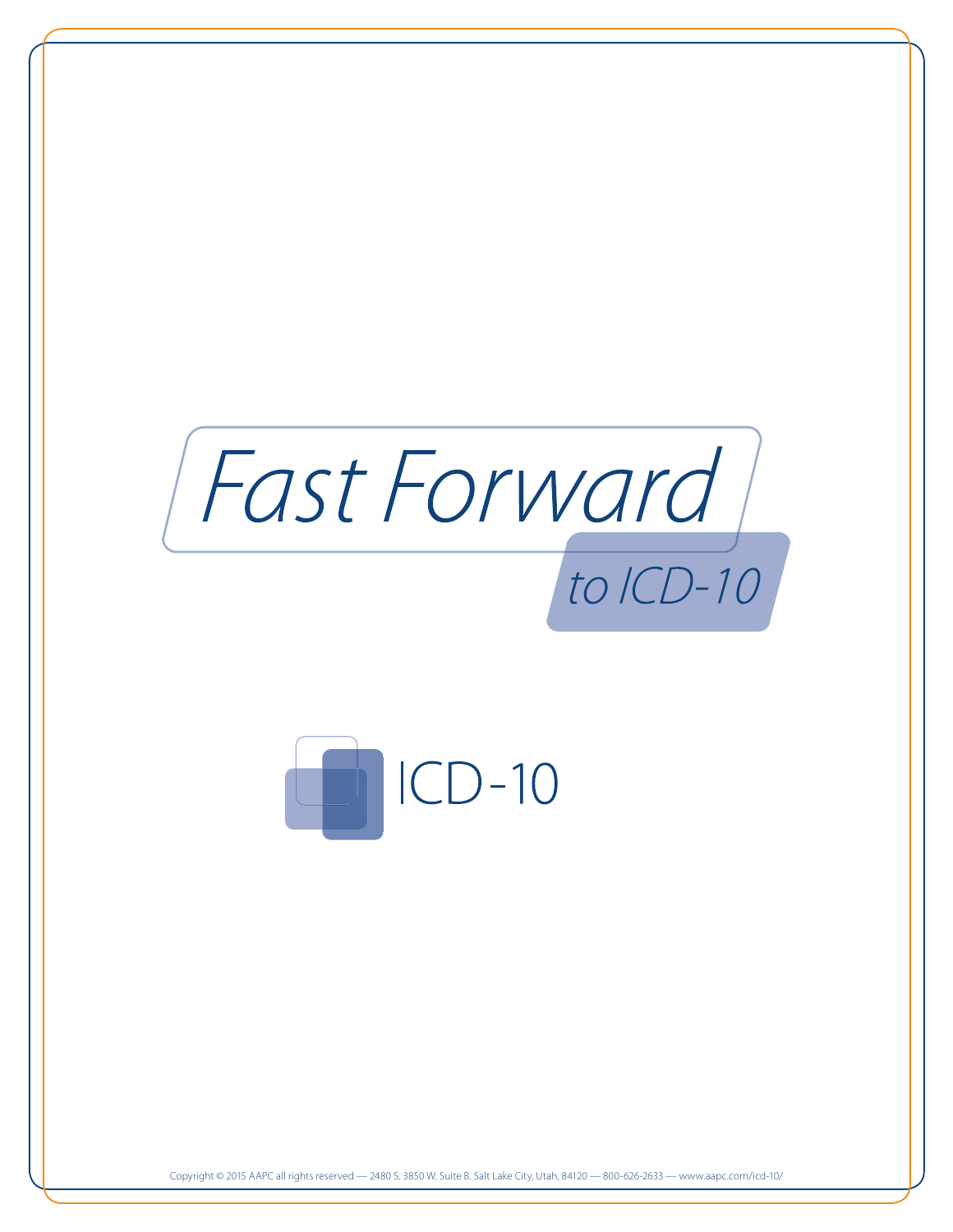# Fast Forward

*to ICD-10*

ICD-10

Copyright © 2015 AAPC all rights reserved — 2480 S. 3850 W. Suite B. Salt Lake City, Utah, 84120 — 800-626-2633 — www.aapc.com/icd-10/